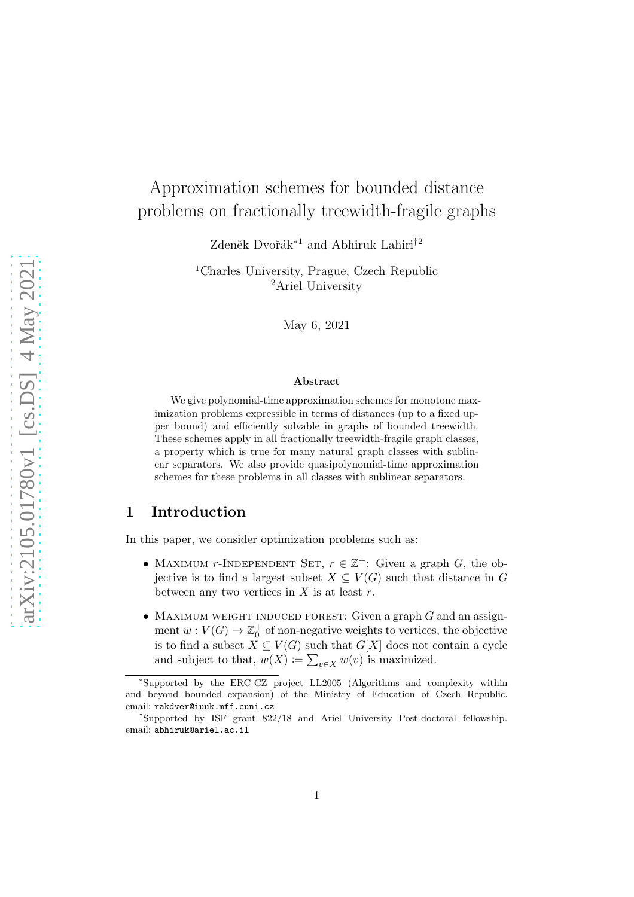# Approximation schemes for bounded distance problems on fractionally treewidth-fragile graphs

Zdeněk Dvořák*[1] and Abhiruk Lahiri†[2]

[1]Charles University, Prague, Czech Republic
[2]Ariel University

May 6, 2021

### Abstract

We give polynomial-time approximation schemes for monotone maximization problems expressible in terms of distances (up to a fixed upper bound) and efficiently solvable in graphs of bounded treewidth. These schemes apply in all fractionally treewidth-fragile graph classes, a property which is true for many natural graph classes with sublinear separators. We also provide quasipolynomial-time approximation schemes for these problems in all classes with sublinear separators.

## 1 Introduction

In this paper, we consider optimization problems such as:

- Maximum $r$-Independent Set, $r \in \mathbb{Z}^+$: Given a graph $G$, the objective is to find a largest subset $X \subseteq V(G)$ such that distance in $G$ between any two vertices in $X$ is at least $r$.
- Maximum weight induced forest: Given a graph $G$ and an assignment $w : V(G) \to \mathbb{Z}_0^+$ of non-negative weights to vertices, the objective is to find a subset $X \subseteq V(G)$ such that $G[X]$ does not contain a cycle and subject to that, $w(X) \coloneqq \sum_{v \in X} w(v)$ is maximized.

*Supported by the ERC-CZ project LL2005 (Algorithms and complexity within and beyond bounded expansion) of the Ministry of Education of Czech Republic. email: rakdver@iuuk.mff.cuni.cz

†Supported by ISF grant 822/18 and Ariel University Post-doctoral fellowship. email: abhiruk@ariel.ac.il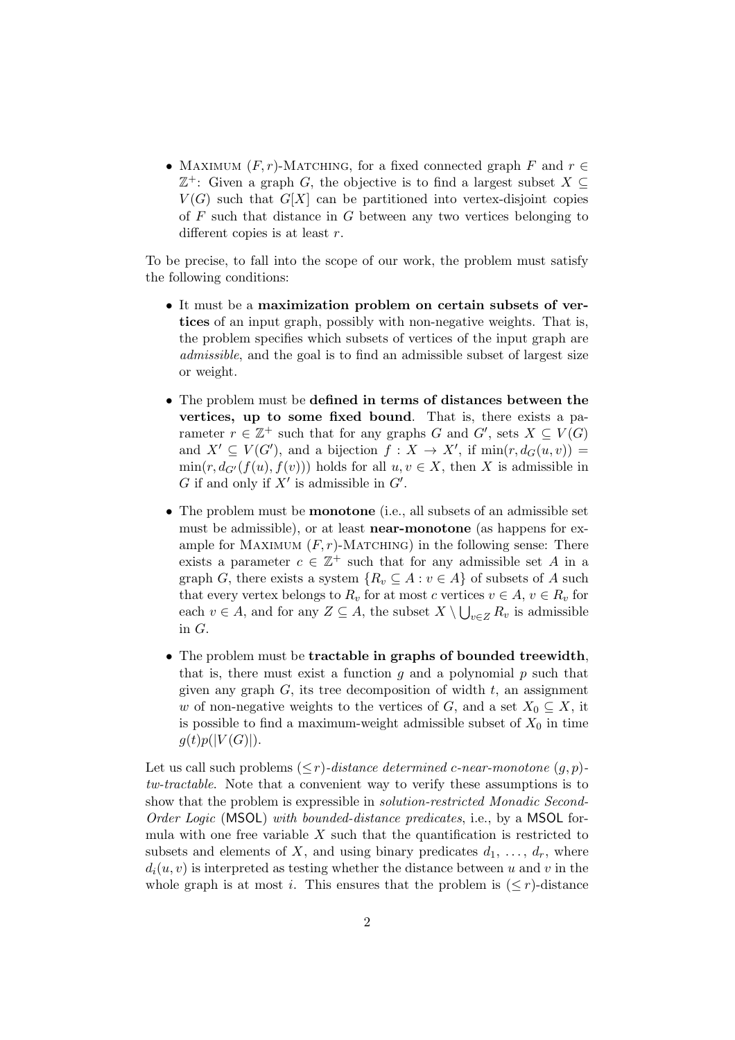- Maximum $(F, r)$-Matching, for a fixed connected graph $F$ and $r \in \mathbb{Z}^+$: Given a graph $G$, the objective is to find a largest subset $X \subseteq V(G)$ such that $G[X]$ can be partitioned into vertex-disjoint copies of $F$ such that distance in $G$ between any two vertices belonging to different copies is at least $r$.

To be precise, to fall into the scope of our work, the problem must satisfy the following conditions:

- It must be a **maximization problem on certain subsets of vertices** of an input graph, possibly with non-negative weights. That is, the problem specifies which subsets of vertices of the input graph are *admissible*, and the goal is to find an admissible subset of largest size or weight.
- The problem must be **defined in terms of distances between the vertices, up to some fixed bound**. That is, there exists a parameter $r \in \mathbb{Z}^+$ such that for any graphs $G$ and $G'$, sets $X \subseteq V(G)$ and $X' \subseteq V(G')$, and a bijection $f : X \to X'$, if $\min(r, d_G(u, v)) = \min(r, d_{G'}(f(u), f(v)))$ holds for all $u, v \in X$, then $X$ is admissible in $G$ if and only if $X'$ is admissible in $G'$.
- The problem must be **monotone** (i.e., all subsets of an admissible set must be admissible), or at least **near-monotone** (as happens for example for Maximum $(F, r)$-Matching) in the following sense: There exists a parameter $c \in \mathbb{Z}^+$ such that for any admissible set $A$ in a graph $G$, there exists a system $\{R_v \subseteq A : v \in A\}$ of subsets of $A$ such that every vertex belongs to $R_v$ for at most $c$ vertices $v \in A$, $v \in R_v$ for each $v \in A$, and for any $Z \subseteq A$, the subset $X \setminus \bigcup_{v \in Z} R_v$ is admissible in $G$.
- The problem must be **tractable in graphs of bounded treewidth**, that is, there must exist a function $g$ and a polynomial $p$ such that given any graph $G$, its tree decomposition of width $t$, an assignment $w$ of non-negative weights to the vertices of $G$, and a set $X_0 \subseteq X$, it is possible to find a maximum-weight admissible subset of $X_0$ in time $g(t)p(|V(G)|)$.

Let us call such problems $(\leq r)$*-distance determined* $c$*-near-monotone* $(g, p)$*-tw-tractable*. Note that a convenient way to verify these assumptions is to show that the problem is expressible in *solution-restricted Monadic Second-Order Logic* (MSOL) *with bounded-distance predicates*, i.e., by a MSOL formula with one free variable $X$ such that the quantification is restricted to subsets and elements of $X$, and using binary predicates $d_1, \ldots, d_r$, where $d_i(u, v)$ is interpreted as testing whether the distance between $u$ and $v$ in the whole graph is at most $i$. This ensures that the problem is $(\leq r)$-distance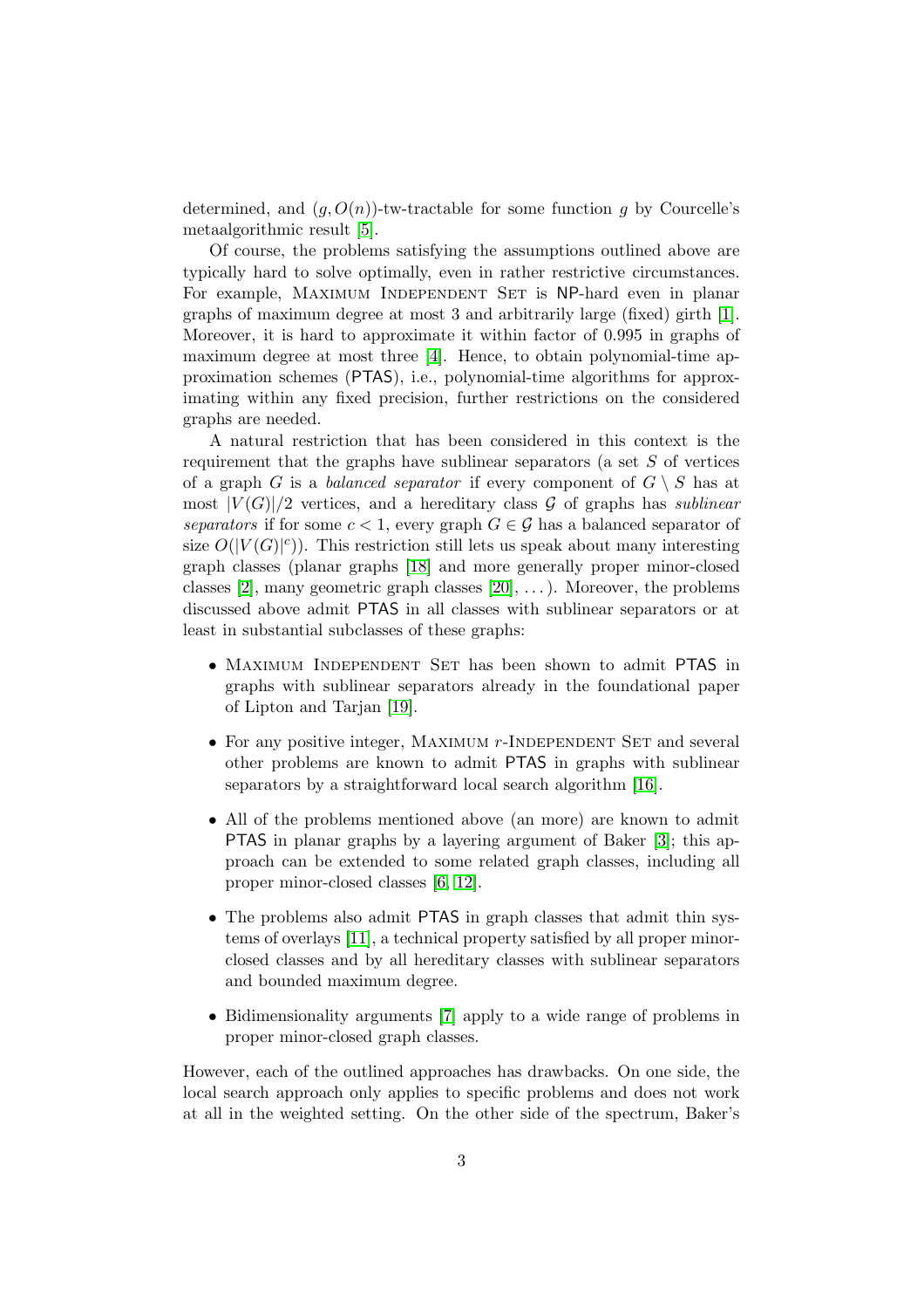determined, and $(g, O(n))$-tw-tractable for some function $g$ by Courcelle's metaalgorithmic result [5].

Of course, the problems satisfying the assumptions outlined above are typically hard to solve optimally, even in rather restrictive circumstances. For example, Maximum Independent Set is NP-hard even in planar graphs of maximum degree at most 3 and arbitrarily large (fixed) girth [1]. Moreover, it is hard to approximate it within factor of 0.995 in graphs of maximum degree at most three [4]. Hence, to obtain polynomial-time approximation schemes (PTAS), i.e., polynomial-time algorithms for approximating within any fixed precision, further restrictions on the considered graphs are needed.

A natural restriction that has been considered in this context is the requirement that the graphs have sublinear separators (a set $S$ of vertices of a graph $G$ is a *balanced separator* if every component of $G \setminus S$ has at most $|V(G)|/2$ vertices, and a hereditary class $\mathcal{G}$ of graphs has *sublinear separators* if for some $c < 1$, every graph $G \in \mathcal{G}$ has a balanced separator of size $O(|V(G)|^c)$). This restriction still lets us speak about many interesting graph classes (planar graphs [18] and more generally proper minor-closed classes [2], many geometric graph classes [20], ...). Moreover, the problems discussed above admit PTAS in all classes with sublinear separators or at least in substantial subclasses of these graphs:

- Maximum Independent Set has been shown to admit PTAS in graphs with sublinear separators already in the foundational paper of Lipton and Tarjan [19].
- For any positive integer, Maximum $r$-Independent Set and several other problems are known to admit PTAS in graphs with sublinear separators by a straightforward local search algorithm [16].
- All of the problems mentioned above (an more) are known to admit PTAS in planar graphs by a layering argument of Baker [3]; this approach can be extended to some related graph classes, including all proper minor-closed classes [6, 12].
- The problems also admit PTAS in graph classes that admit thin systems of overlays [11], a technical property satisfied by all proper minor-closed classes and by all hereditary classes with sublinear separators and bounded maximum degree.
- Bidimensionality arguments [7] apply to a wide range of problems in proper minor-closed graph classes.

However, each of the outlined approaches has drawbacks. On one side, the local search approach only applies to specific problems and does not work at all in the weighted setting. On the other side of the spectrum, Baker's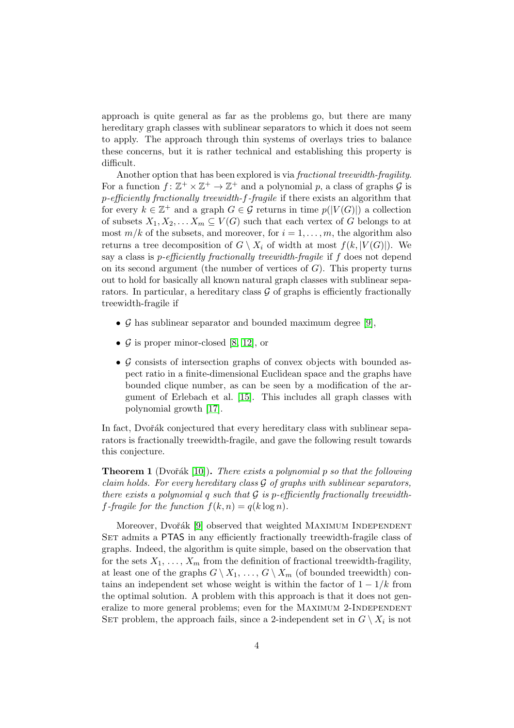approach is quite general as far as the problems go, but there are many hereditary graph classes with sublinear separators to which it does not seem to apply. The approach through thin systems of overlays tries to balance these concerns, but it is rather technical and establishing this property is difficult.

Another option that has been explored is via *fractional treewidth-fragility*. For a function $f\colon \mathbb{Z}^+ \times \mathbb{Z}^+ \to \mathbb{Z}^+$ and a polynomial $p$, a class of graphs $\mathcal{G}$ is *$p$-efficiently fractionally treewidth-$f$-fragile* if there exists an algorithm that for every $k \in \mathbb{Z}^+$ and a graph $G \in \mathcal{G}$ returns in time $p(|V(G)|)$ a collection of subsets $X_1, X_2, \ldots X_m \subseteq V(G)$ such that each vertex of $G$ belongs to at most $m/k$ of the subsets, and moreover, for $i = 1, \ldots, m$, the algorithm also returns a tree decomposition of $G \setminus X_i$ of width at most $f(k, |V(G)|)$. We say a class is *$p$-efficiently fractionally treewidth-fragile* if $f$ does not depend on its second argument (the number of vertices of $G$). This property turns out to hold for basically all known natural graph classes with sublinear separators. In particular, a hereditary class $\mathcal{G}$ of graphs is efficiently fractionally treewidth-fragile if

- $\mathcal{G}$ has sublinear separator and bounded maximum degree [9],
- $\mathcal{G}$ is proper minor-closed [8, 12], or
- $\mathcal{G}$ consists of intersection graphs of convex objects with bounded aspect ratio in a finite-dimensional Euclidean space and the graphs have bounded clique number, as can be seen by a modification of the argument of Erlebach et al. [15]. This includes all graph classes with polynomial growth [17].

In fact, Dvořák conjectured that every hereditary class with sublinear separators is fractionally treewidth-fragile, and gave the following result towards this conjecture.

**Theorem 1** (Dvořák [10]). *There exists a polynomial $p$ so that the following claim holds. For every hereditary class $\mathcal{G}$ of graphs with sublinear separators, there exists a polynomial $q$ such that $\mathcal{G}$ is $p$-efficiently fractionally treewidth-$f$-fragile for the function $f(k, n) = q(k \log n)$.*

Moreover, Dvořák [9] observed that weighted Maximum Independent Set admits a PTAS in any efficiently fractionally treewidth-fragile class of graphs. Indeed, the algorithm is quite simple, based on the observation that for the sets $X_1, \ldots, X_m$ from the definition of fractional treewidth-fragility, at least one of the graphs $G \setminus X_1, \ldots, G \setminus X_m$ (of bounded treewidth) contains an independent set whose weight is within the factor of $1 - 1/k$ from the optimal solution. A problem with this approach is that it does not generalize to more general problems; even for the Maximum 2-Independent Set problem, the approach fails, since a 2-independent set in $G \setminus X_i$ is not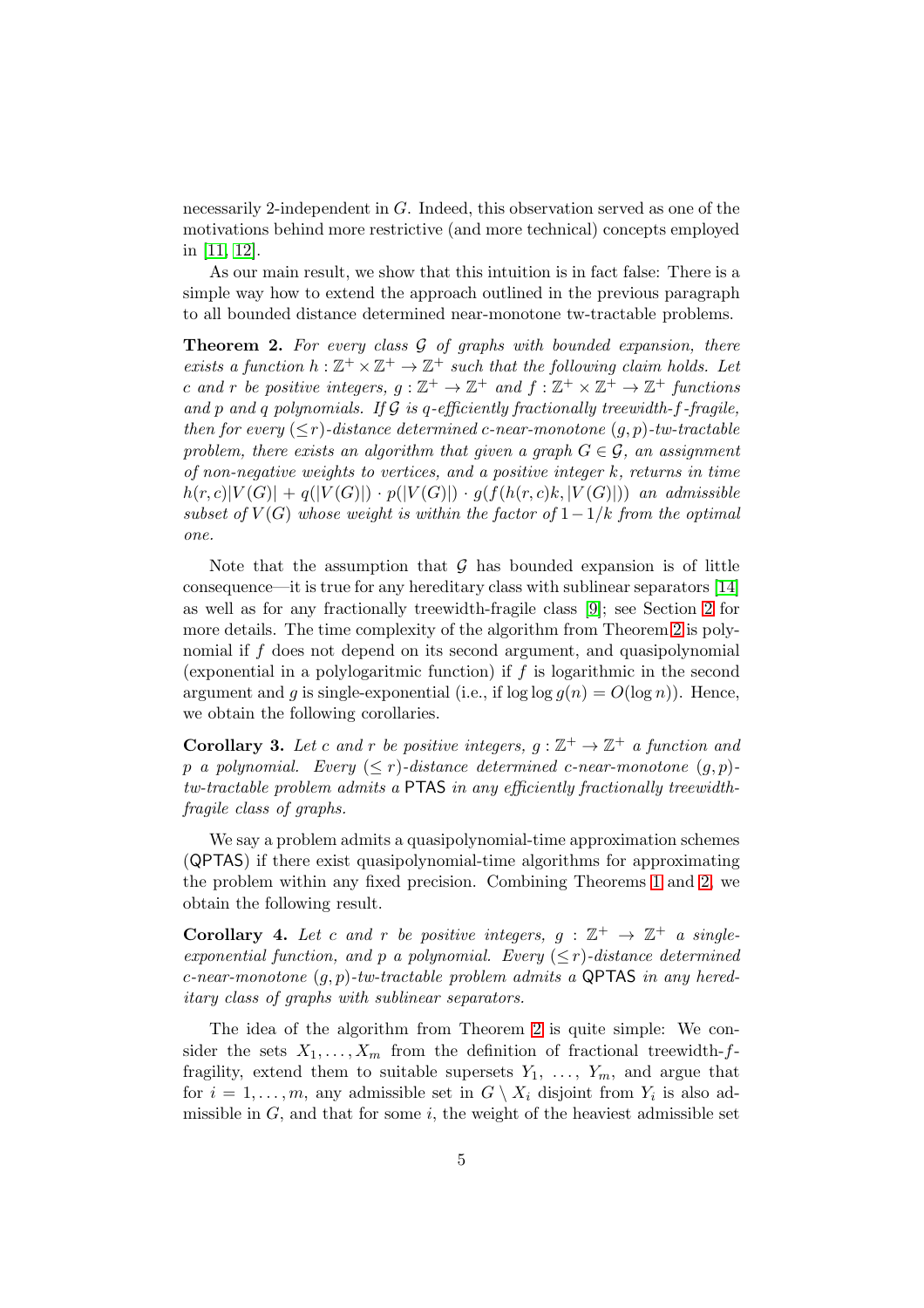necessarily 2-independent in $G$. Indeed, this observation served as one of the motivations behind more restrictive (and more technical) concepts employed in [11, 12].

As our main result, we show that this intuition is in fact false: There is a simple way how to extend the approach outlined in the previous paragraph to all bounded distance determined near-monotone tw-tractable problems.

**Theorem 2.** *For every class $\mathcal{G}$ of graphs with bounded expansion, there exists a function $h : \mathbb{Z}^+ \times \mathbb{Z}^+ \to \mathbb{Z}^+$ such that the following claim holds. Let $c$ and $r$ be positive integers, $g : \mathbb{Z}^+ \to \mathbb{Z}^+$ and $f : \mathbb{Z}^+ \times \mathbb{Z}^+ \to \mathbb{Z}^+$ functions and $p$ and $q$ polynomials. If $\mathcal{G}$ is $q$-efficiently fractionally treewidth-$f$-fragile, then for every $(\leq r)$-distance determined $c$-near-monotone $(g, p)$-tw-tractable problem, there exists an algorithm that given a graph $G \in \mathcal{G}$, an assignment of non-negative weights to vertices, and a positive integer $k$, returns in time $h(r, c)|V(G)| + q(|V(G)|) \cdot p(|V(G)|) \cdot g(f(h(r, c)k, |V(G)|))$ an admissible subset of $V(G)$ whose weight is within the factor of $1 - 1/k$ from the optimal one.*

Note that the assumption that $\mathcal{G}$ has bounded expansion is of little consequence—it is true for any hereditary class with sublinear separators [14] as well as for any fractionally treewidth-fragile class [9]; see Section 2 for more details. The time complexity of the algorithm from Theorem 2 is polynomial if $f$ does not depend on its second argument, and quasipolynomial (exponential in a polylogaritmic function) if $f$ is logarithmic in the second argument and $g$ is single-exponential (i.e., if $\log \log g(n) = O(\log n)$). Hence, we obtain the following corollaries.

**Corollary 3.** *Let $c$ and $r$ be positive integers, $g : \mathbb{Z}^+ \to \mathbb{Z}^+$ a function and $p$ a polynomial. Every $(\leq r)$-distance determined $c$-near-monotone $(g, p)$-tw-tractable problem admits a* PTAS *in any efficiently fractionally treewidth-fragile class of graphs.*

We say a problem admits a quasipolynomial-time approximation schemes (QPTAS) if there exist quasipolynomial-time algorithms for approximating the problem within any fixed precision. Combining Theorems 1 and 2, we obtain the following result.

**Corollary 4.** *Let $c$ and $r$ be positive integers, $g : \mathbb{Z}^+ \to \mathbb{Z}^+$ a single-exponential function, and $p$ a polynomial. Every $(\leq r)$-distance determined $c$-near-monotone $(g, p)$-tw-tractable problem admits a* QPTAS *in any hereditary class of graphs with sublinear separators.*

The idea of the algorithm from Theorem 2 is quite simple: We consider the sets $X_1, \ldots, X_m$ from the definition of fractional treewidth-$f$-fragility, extend them to suitable supersets $Y_1, \ldots, Y_m$, and argue that for $i = 1, \ldots, m$, any admissible set in $G \setminus X_i$ disjoint from $Y_i$ is also admissible in $G$, and that for some $i$, the weight of the heaviest admissible set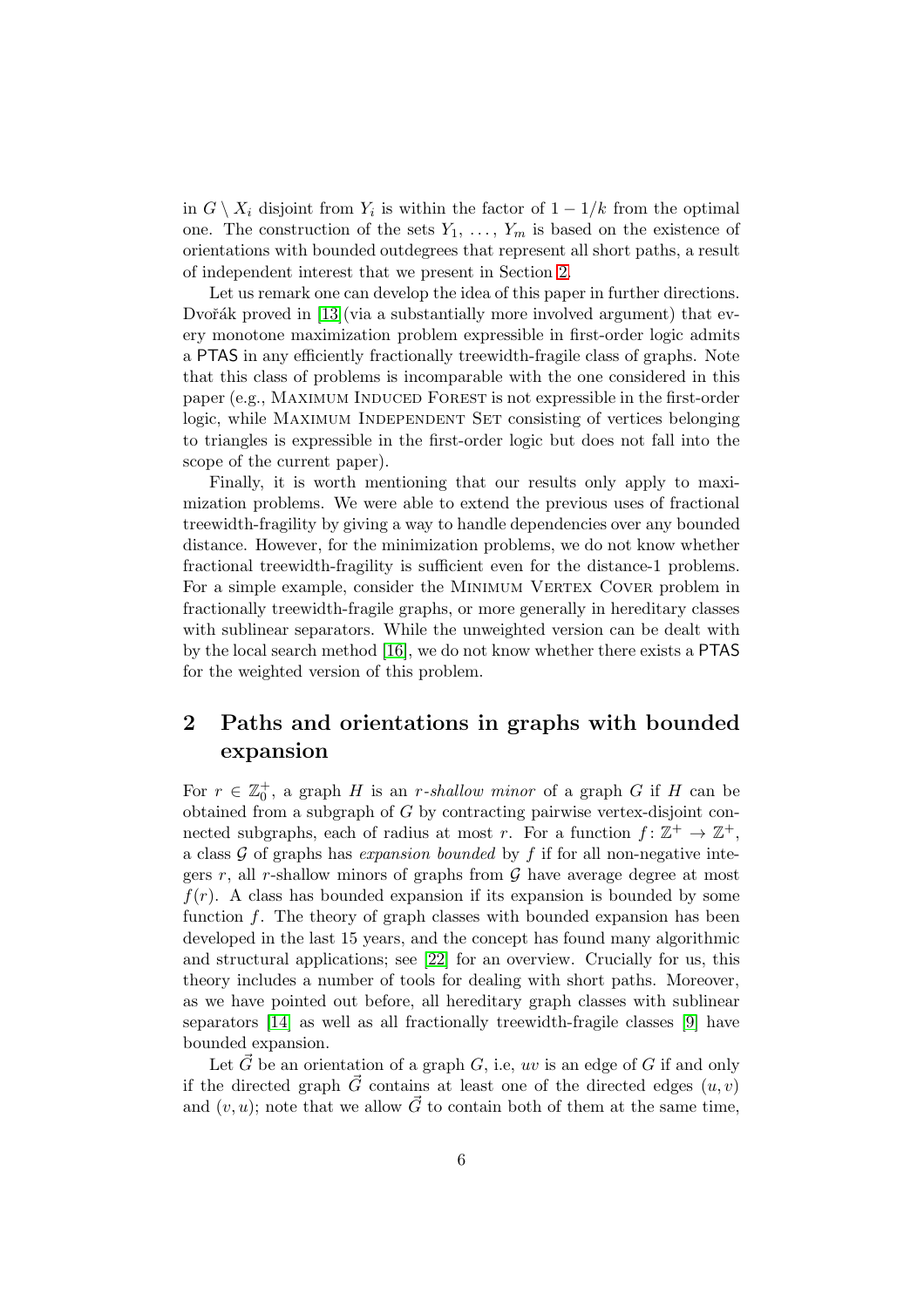in $G \setminus X_i$ disjoint from $Y_i$ is within the factor of $1 - 1/k$ from the optimal one. The construction of the sets $Y_1, \ldots, Y_m$ is based on the existence of orientations with bounded outdegrees that represent all short paths, a result of independent interest that we present in Section 2.

Let us remark one can develop the idea of this paper in further directions. Dvořák proved in [13](via a substantially more involved argument) that every monotone maximization problem expressible in first-order logic admits a PTAS in any efficiently fractionally treewidth-fragile class of graphs. Note that this class of problems is incomparable with the one considered in this paper (e.g., Maximum Induced Forest is not expressible in the first-order logic, while Maximum Independent Set consisting of vertices belonging to triangles is expressible in the first-order logic but does not fall into the scope of the current paper).

Finally, it is worth mentioning that our results only apply to maximization problems. We were able to extend the previous uses of fractional treewidth-fragility by giving a way to handle dependencies over any bounded distance. However, for the minimization problems, we do not know whether fractional treewidth-fragility is sufficient even for the distance-1 problems. For a simple example, consider the Minimum Vertex Cover problem in fractionally treewidth-fragile graphs, or more generally in hereditary classes with sublinear separators. While the unweighted version can be dealt with by the local search method [16], we do not know whether there exists a PTAS for the weighted version of this problem.

## 2 Paths and orientations in graphs with bounded expansion

For $r \in \mathbb{Z}_0^+$, a graph $H$ is an *r-shallow minor* of a graph $G$ if $H$ can be obtained from a subgraph of $G$ by contracting pairwise vertex-disjoint connected subgraphs, each of radius at most $r$. For a function $f\colon \mathbb{Z}^+ \to \mathbb{Z}^+$, a class $\mathcal{G}$ of graphs has *expansion bounded* by $f$ if for all non-negative integers $r$, all $r$-shallow minors of graphs from $\mathcal{G}$ have average degree at most $f(r)$. A class has bounded expansion if its expansion is bounded by some function $f$. The theory of graph classes with bounded expansion has been developed in the last 15 years, and the concept has found many algorithmic and structural applications; see [22] for an overview. Crucially for us, this theory includes a number of tools for dealing with short paths. Moreover, as we have pointed out before, all hereditary graph classes with sublinear separators [14] as well as all fractionally treewidth-fragile classes [9] have bounded expansion.

Let $\vec{G}$ be an orientation of a graph $G$, i.e, $uv$ is an edge of $G$ if and only if the directed graph $\vec{G}$ contains at least one of the directed edges $(u, v)$ and $(v, u)$; note that we allow $\vec{G}$ to contain both of them at the same time,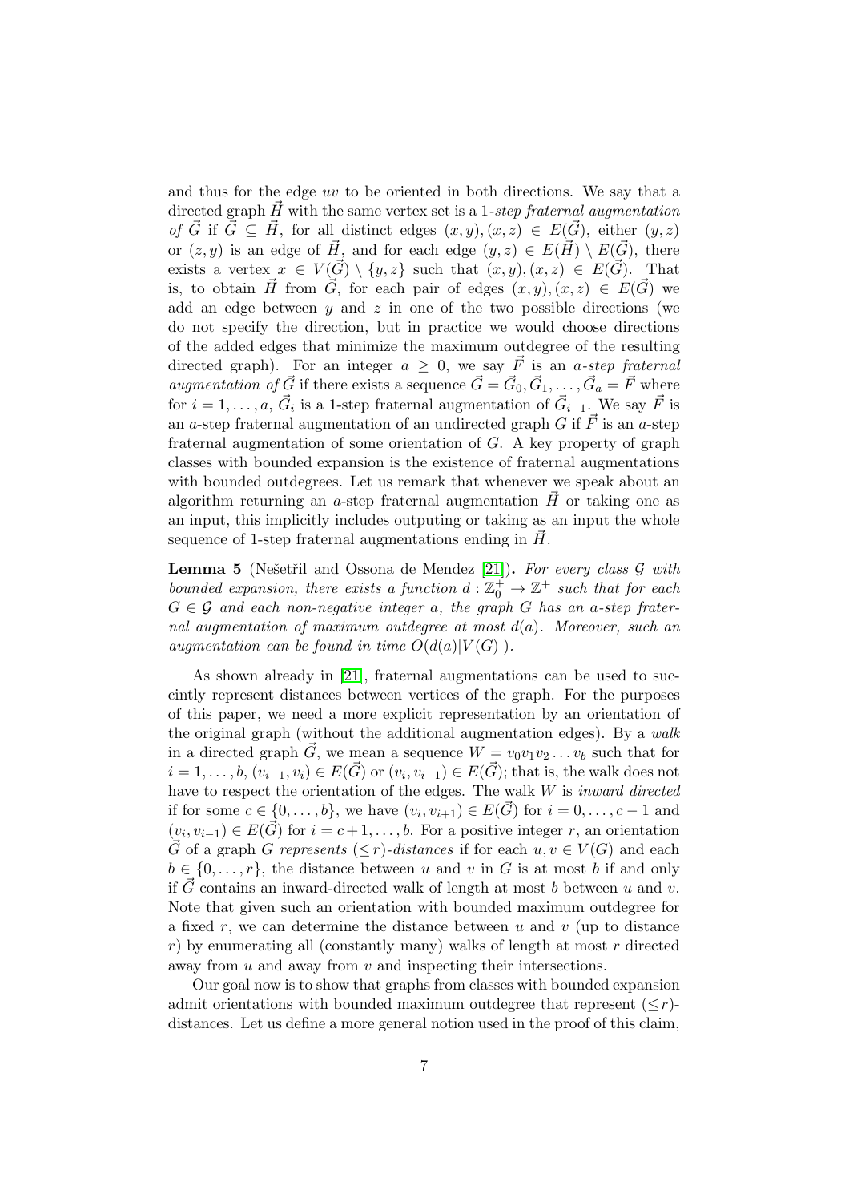and thus for the edge $uv$ to be oriented in both directions. We say that a directed graph $\vec{H}$ with the same vertex set is a *1-step fraternal augmentation of* $\vec{G}$ if $\vec{G} \subseteq \vec{H}$, for all distinct edges $(x,y),(x,z) \in E(\vec{G})$, either $(y,z)$ or $(z,y)$ is an edge of $\vec{H}$, and for each edge $(y,z) \in E(\vec{H}) \setminus E(\vec{G})$, there exists a vertex $x \in V(\vec{G}) \setminus \{y,z\}$ such that $(x,y),(x,z) \in E(\vec{G})$. That is, to obtain $\vec{H}$ from $\vec{G}$, for each pair of edges $(x,y),(x,z) \in E(\vec{G})$ we add an edge between $y$ and $z$ in one of the two possible directions (we do not specify the direction, but in practice we would choose directions of the added edges that minimize the maximum outdegree of the resulting directed graph). For an integer $a \geq 0$, we say $\vec{F}$ is an *a-step fraternal augmentation of* $\vec{G}$ if there exists a sequence $\vec{G} = \vec{G}_0, \vec{G}_1, \ldots, \vec{G}_a = \vec{F}$ where for $i = 1, \ldots, a$, $\vec{G}_i$ is a 1-step fraternal augmentation of $\vec{G}_{i-1}$. We say $\vec{F}$ is an $a$-step fraternal augmentation of an undirected graph $G$ if $\vec{F}$ is an $a$-step fraternal augmentation of some orientation of $G$. A key property of graph classes with bounded expansion is the existence of fraternal augmentations with bounded outdegrees. Let us remark that whenever we speak about an algorithm returning an $a$-step fraternal augmentation $\vec{H}$ or taking one as an input, this implicitly includes outputing or taking as an input the whole sequence of 1-step fraternal augmentations ending in $\vec{H}$.

**Lemma 5** (Nešetřil and Ossona de Mendez [21]). *For every class $\mathcal{G}$ with bounded expansion, there exists a function $d : \mathbb{Z}_0^+ \to \mathbb{Z}^+$ such that for each $G \in \mathcal{G}$ and each non-negative integer $a$, the graph $G$ has an $a$-step fraternal augmentation of maximum outdegree at most $d(a)$. Moreover, such an augmentation can be found in time $O(d(a)|V(G)|)$.*

As shown already in [21], fraternal augmentations can be used to succintly represent distances between vertices of the graph. For the purposes of this paper, we need a more explicit representation by an orientation of the original graph (without the additional augmentation edges). By a *walk* in a directed graph $\vec{G}$, we mean a sequence $W = v_0v_1v_2\ldots v_b$ such that for $i = 1, \ldots, b$, $(v_{i-1}, v_i) \in E(\vec{G})$ or $(v_i, v_{i-1}) \in E(\vec{G})$; that is, the walk does not have to respect the orientation of the edges. The walk $W$ is *inward directed* if for some $c \in \{0, \ldots, b\}$, we have $(v_i, v_{i+1}) \in E(\vec{G})$ for $i = 0, \ldots, c-1$ and $(v_i, v_{i-1}) \in E(\vec{G})$ for $i = c+1, \ldots, b$. For a positive integer $r$, an orientation $\vec{G}$ of a graph $G$ *represents* $(\leq r)$*-distances* if for each $u, v \in V(G)$ and each $b \in \{0, \ldots, r\}$, the distance between $u$ and $v$ in $G$ is at most $b$ if and only if $\vec{G}$ contains an inward-directed walk of length at most $b$ between $u$ and $v$. Note that given such an orientation with bounded maximum outdegree for a fixed $r$, we can determine the distance between $u$ and $v$ (up to distance $r$) by enumerating all (constantly many) walks of length at most $r$ directed away from $u$ and away from $v$ and inspecting their intersections.

Our goal now is to show that graphs from classes with bounded expansion admit orientations with bounded maximum outdegree that represent $(\leq r)$-distances. Let us define a more general notion used in the proof of this claim,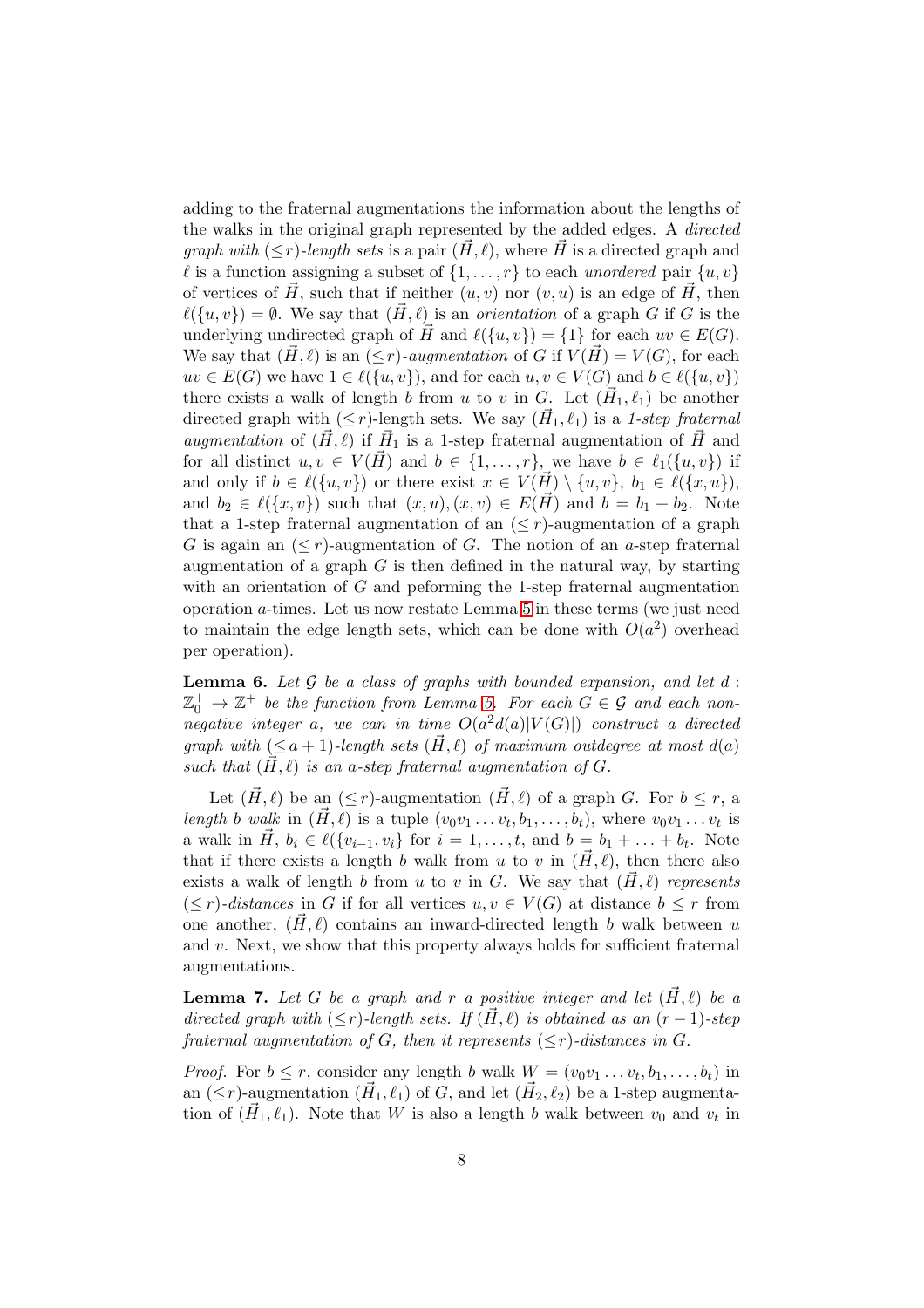adding to the fraternal augmentations the information about the lengths of the walks in the original graph represented by the added edges. A *directed graph with* $(\leq r)$*-length sets* is a pair $(\vec{H}, \ell)$, where $\vec{H}$ is a directed graph and $\ell$ is a function assigning a subset of $\{1, \ldots, r\}$ to each *unordered* pair $\{u, v\}$ of vertices of $\vec{H}$, such that if neither $(u, v)$ nor $(v, u)$ is an edge of $\vec{H}$, then $\ell(\{u, v\}) = \emptyset$. We say that $(\vec{H}, \ell)$ is an *orientation* of a graph $G$ if $G$ is the underlying undirected graph of $\vec{H}$ and $\ell(\{u, v\}) = \{1\}$ for each $uv \in E(G)$. We say that $(\vec{H}, \ell)$ is an $(\leq r)$*-augmentation* of $G$ if $V(\vec{H}) = V(G)$, for each $uv \in E(G)$ we have $1 \in \ell(\{u, v\})$, and for each $u, v \in V(G)$ and $b \in \ell(\{u, v\})$ there exists a walk of length $b$ from $u$ to $v$ in $G$. Let $(\vec{H}_1, \ell_1)$ be another directed graph with $(\leq r)$-length sets. We say $(\vec{H}_1, \ell_1)$ is a *1-step fraternal augmentation* of $(\vec{H}, \ell)$ if $\vec{H}_1$ is a 1-step fraternal augmentation of $\vec{H}$ and for all distinct $u, v \in V(\vec{H})$ and $b \in \{1, \ldots, r\}$, we have $b \in \ell_1(\{u, v\})$ if and only if $b \in \ell(\{u, v\})$ or there exist $x \in V(\vec{H}) \setminus \{u, v\}$, $b_1 \in \ell(\{x, u\})$, and $b_2 \in \ell(\{x, v\})$ such that $(x, u), (x, v) \in E(\vec{H})$ and $b = b_1 + b_2$. Note that a 1-step fraternal augmentation of an $(\leq r)$-augmentation of a graph $G$ is again an $(\leq r)$-augmentation of $G$. The notion of an $a$-step fraternal augmentation of a graph $G$ is then defined in the natural way, by starting with an orientation of $G$ and peforming the 1-step fraternal augmentation operation $a$-times. Let us now restate Lemma 5 in these terms (we just need to maintain the edge length sets, which can be done with $O(a^2)$ overhead per operation).

**Lemma 6.** *Let $\mathcal{G}$ be a class of graphs with bounded expansion, and let $d : \mathbb{Z}_0^+ \to \mathbb{Z}^+$ be the function from Lemma 5. For each $G \in \mathcal{G}$ and each non-negative integer $a$, we can in time $O(a^2 d(a)|V(G)|)$ construct a directed graph with $(\leq a+1)$-length sets $(\vec{H}, \ell)$ of maximum outdegree at most $d(a)$ such that $(\vec{H}, \ell)$ is an $a$-step fraternal augmentation of $G$.*

Let $(\vec{H}, \ell)$ be an $(\leq r)$-augmentation $(\vec{H}, \ell)$ of a graph $G$. For $b \leq r$, a *length $b$ walk* in $(\vec{H}, \ell)$ is a tuple $(v_0 v_1 \ldots v_t, b_1, \ldots, b_t)$, where $v_0 v_1 \ldots v_t$ is a walk in $\vec{H}$, $b_i \in \ell(\{v_{i-1}, v_i\}$ for $i = 1, \ldots, t$, and $b = b_1 + \ldots + b_t$. Note that if there exists a length $b$ walk from $u$ to $v$ in $(\vec{H}, \ell)$, then there also exists a walk of length $b$ from $u$ to $v$ in $G$. We say that $(\vec{H}, \ell)$ *represents* $(\leq r)$*-distances* in $G$ if for all vertices $u, v \in V(G)$ at distance $b \leq r$ from one another, $(\vec{H}, \ell)$ contains an inward-directed length $b$ walk between $u$ and $v$. Next, we show that this property always holds for sufficient fraternal augmentations.

**Lemma 7.** *Let $G$ be a graph and $r$ a positive integer and let $(\vec{H}, \ell)$ be a directed graph with $(\leq r)$-length sets. If $(\vec{H}, \ell)$ is obtained as an $(r-1)$-step fraternal augmentation of $G$, then it represents $(\leq r)$-distances in $G$.*

*Proof.* For $b \leq r$, consider any length $b$ walk $W = (v_0 v_1 \ldots v_t, b_1, \ldots, b_t)$ in an $(\leq r)$-augmentation $(\vec{H}_1, \ell_1)$ of $G$, and let $(\vec{H}_2, \ell_2)$ be a 1-step augmentation of $(\vec{H}_1, \ell_1)$. Note that $W$ is also a length $b$ walk between $v_0$ and $v_t$ in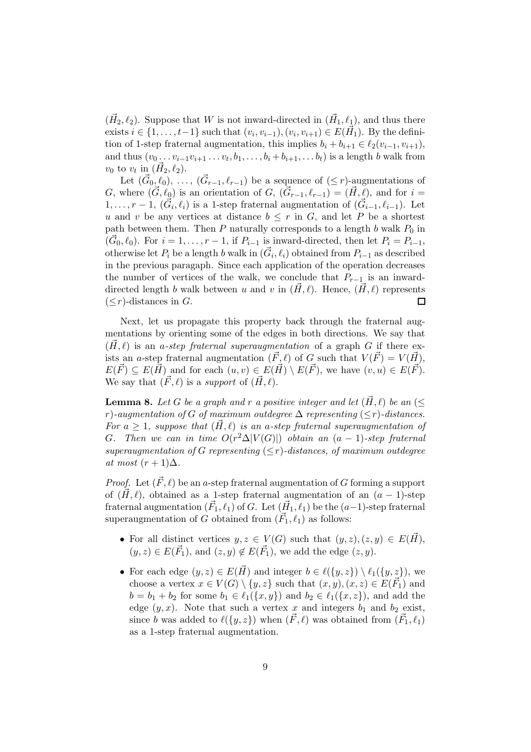$(\vec{H}_2, \ell_2)$. Suppose that $W$ is not inward-directed in $(\vec{H}_1, \ell_1)$, and thus there exists $i \in \{1, \ldots, t-1\}$ such that $(v_i, v_{i-1}), (v_i, v_{i+1}) \in E(\vec{H}_1)$. By the definition of 1-step fraternal augmentation, this implies $b_i + b_{i+1} \in \ell_2(v_{i-1}, v_{i+1})$, and thus $(v_0 \ldots v_{i-1} v_{i+1} \ldots v_t, b_1, \ldots, b_i + b_{i+1}, \ldots b_t)$ is a length $b$ walk from $v_0$ to $v_t$ in $(\vec{H}_2, \ell_2)$.

Let $(\vec{G}_0, \ell_0)$, $\ldots$, $(\vec{G}_{r-1}, \ell_{r-1})$ be a sequence of $(\leq r)$-augmentations of $G$, where $(\vec{G}, \ell_0)$ is an orientation of $G$, $(\vec{G}_{r-1}, \ell_{r-1}) = (\vec{H}, \ell)$, and for $i = 1, \ldots, r-1$, $(\vec{G}_i, \ell_i)$ is a 1-step fraternal augmentation of $(\vec{G}_{i-1}, \ell_{i-1})$. Let $u$ and $v$ be any vertices at distance $b \leq r$ in $G$, and let $P$ be a shortest path between them. Then $P$ naturally corresponds to a length $b$ walk $P_0$ in $(\vec{G}_0, \ell_0)$. For $i = 1, \ldots, r-1$, if $P_{i-1}$ is inward-directed, then let $P_i = P_{i-1}$, otherwise let $P_i$ be a length $b$ walk in $(\vec{G}_i, \ell_i)$ obtained from $P_{i-1}$ as described in the previous paragaph. Since each application of the operation decreases the number of vertices of the walk, we conclude that $P_{r-1}$ is an inward-directed length $b$ walk between $u$ and $v$ in $(\vec{H}, \ell)$. Hence, $(\vec{H}, \ell)$ represents $(\leq r)$-distances in $G$. □

Next, let us propagate this property back through the fraternal augmentations by orienting some of the edges in both directions. We say that $(\vec{H}, \ell)$ is an *a-step fraternal superaugmentation* of a graph $G$ if there exists an $a$-step fraternal augmentation $(\vec{F}, \ell)$ of $G$ such that $V(\vec{F}) = V(\vec{H})$, $E(\vec{F}) \subseteq E(\vec{H})$ and for each $(u, v) \in E(\vec{H}) \setminus E(\vec{F})$, we have $(v, u) \in E(\vec{F})$. We say that $(\vec{F}, \ell)$ is a *support* of $(\vec{H}, \ell)$.

**Lemma 8.** *Let $G$ be a graph and $r$ a positive integer and let $(\vec{H}, \ell)$ be an $(\leq r)$-augmentation of $G$ of maximum outdegree $\Delta$ representing $(\leq r)$-distances. For $a \geq 1$, suppose that $(\vec{H}, \ell)$ is an $a$-step fraternal superaugmentation of $G$. Then we can in time $O(r^2 \Delta |V(G)|)$ obtain an $(a-1)$-step fraternal superaugmentation of $G$ representing $(\leq r)$-distances, of maximum outdegree at most $(r+1)\Delta$.*

*Proof.* Let $(\vec{F}, \ell)$ be an $a$-step fraternal augmentation of $G$ forming a support of $(\vec{H}, \ell)$, obtained as a 1-step fraternal augmentation of an $(a-1)$-step fraternal augmentation $(\vec{F}_1, \ell_1)$ of $G$. Let $(\vec{H}_1, \ell_1)$ be the $(a-1)$-step fraternal superaugmentation of $G$ obtained from $(\vec{F}_1, \ell_1)$ as follows:

- For all distinct vertices $y, z \in V(G)$ such that $(y, z), (z, y) \in E(\vec{H})$, $(y, z) \in E(\vec{F}_1)$, and $(z, y) \notin E(\vec{F}_1)$, we add the edge $(z, y)$.
- For each edge $(y, z) \in E(\vec{H})$ and integer $b \in \ell(\{y, z\}) \setminus \ell_1(\{y, z\})$, we choose a vertex $x \in V(G) \setminus \{y, z\}$ such that $(x, y), (x, z) \in E(\vec{F}_1)$ and $b = b_1 + b_2$ for some $b_1 \in \ell_1(\{x, y\})$ and $b_2 \in \ell_1(\{x, z\})$, and add the edge $(y, x)$. Note that such a vertex $x$ and integers $b_1$ and $b_2$ exist, since $b$ was added to $\ell(\{y, z\})$ when $(\vec{F}, \ell)$ was obtained from $(\vec{F}_1, \ell_1)$ as a 1-step fraternal augmentation.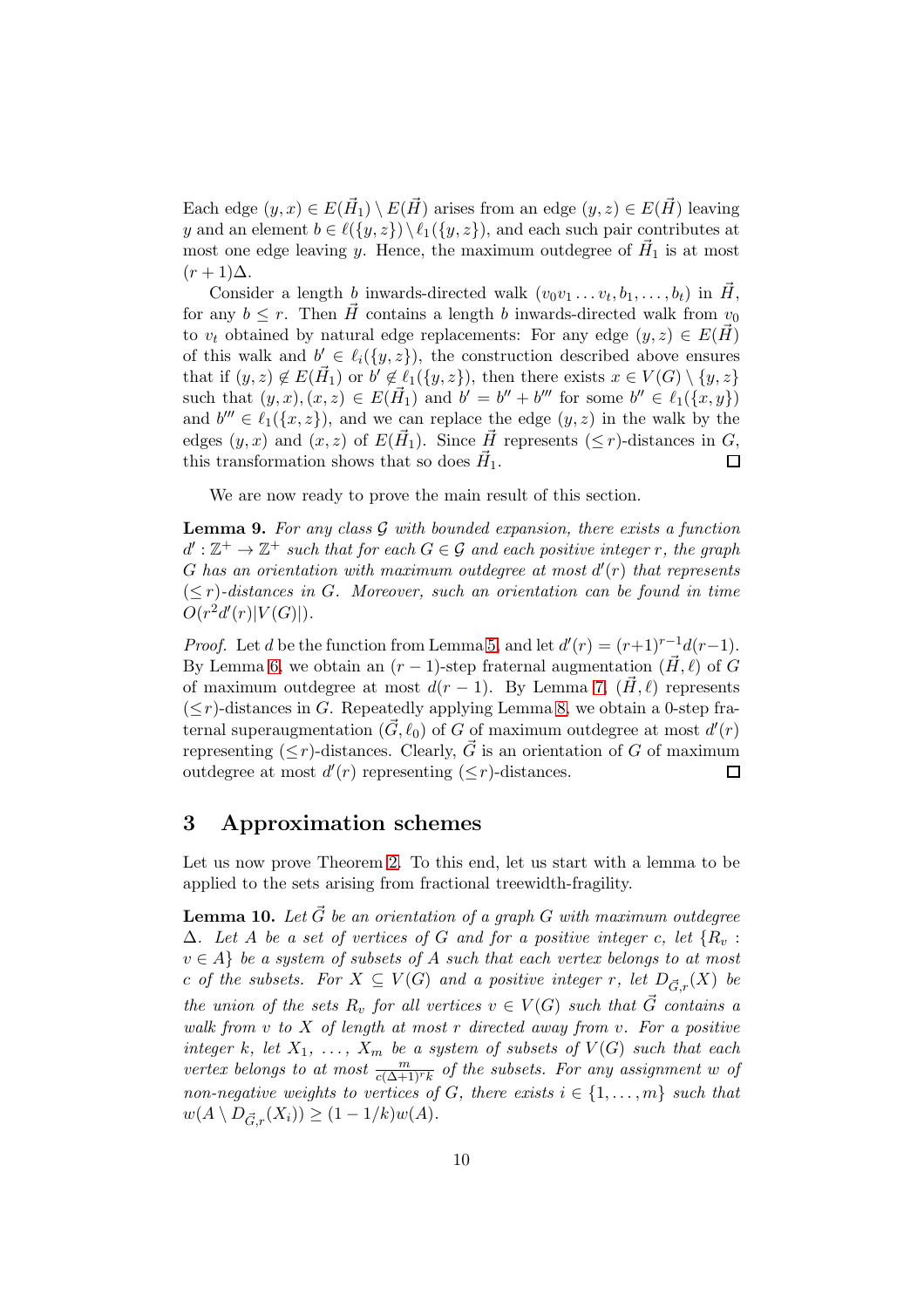Each edge $(y, x) \in E(\vec{H}_1) \setminus E(\vec{H})$ arises from an edge $(y, z) \in E(\vec{H})$ leaving $y$ and an element $b \in \ell(\{y, z\}) \setminus \ell_1(\{y, z\})$, and each such pair contributes at most one edge leaving $y$. Hence, the maximum outdegree of $\vec{H}_1$ is at most $(r + 1)\Delta$.

Consider a length $b$ inwards-directed walk $(v_0 v_1 \ldots v_t, b_1, \ldots, b_t)$ in $\vec{H}$, for any $b \leq r$. Then $\vec{H}$ contains a length $b$ inwards-directed walk from $v_0$ to $v_t$ obtained by natural edge replacements: For any edge $(y, z) \in E(\vec{H})$ of this walk and $b' \in \ell_i(\{y, z\})$, the construction described above ensures that if $(y, z) \notin E(\vec{H}_1)$ or $b' \notin \ell_1(\{y, z\})$, then there exists $x \in V(G) \setminus \{y, z\}$ such that $(y, x), (x, z) \in E(\vec{H}_1)$ and $b' = b'' + b'''$ for some $b'' \in \ell_1(\{x, y\})$ and $b''' \in \ell_1(\{x, z\})$, and we can replace the edge $(y, z)$ in the walk by the edges $(y, x)$ and $(x, z)$ of $E(\vec{H}_1)$. Since $\vec{H}$ represents $(\leq r)$-distances in $G$, this transformation shows that so does $\vec{H}_1$. □

We are now ready to prove the main result of this section.

**Lemma 9.** *For any class $\mathcal{G}$ with bounded expansion, there exists a function $d' : \mathbb{Z}^+ \to \mathbb{Z}^+$ such that for each $G \in \mathcal{G}$ and each positive integer $r$, the graph $G$ has an orientation with maximum outdegree at most $d'(r)$ that represents $(\leq r)$-distances in $G$. Moreover, such an orientation can be found in time $O(r^2 d'(r)|V(G)|)$.*

*Proof.* Let $d$ be the function from Lemma 5, and let $d'(r) = (r+1)^{r-1} d(r-1)$. By Lemma 6, we obtain an $(r-1)$-step fraternal augmentation $(\vec{H}, \ell)$ of $G$ of maximum outdegree at most $d(r-1)$. By Lemma 7, $(\vec{H}, \ell)$ represents $(\leq r)$-distances in $G$. Repeatedly applying Lemma 8, we obtain a 0-step fraternal superaugmentation $(\vec{G}, \ell_0)$ of $G$ of maximum outdegree at most $d'(r)$ representing $(\leq r)$-distances. Clearly, $\vec{G}$ is an orientation of $G$ of maximum outdegree at most $d'(r)$ representing $(\leq r)$-distances. □

## 3 Approximation schemes

Let us now prove Theorem 2. To this end, let us start with a lemma to be applied to the sets arising from fractional treewidth-fragility.

**Lemma 10.** *Let $\vec{G}$ be an orientation of a graph $G$ with maximum outdegree $\Delta$. Let $A$ be a set of vertices of $G$ and for a positive integer $c$, let $\{R_v : v \in A\}$ be a system of subsets of $A$ such that each vertex belongs to at most $c$ of the subsets. For $X \subseteq V(G)$ and a positive integer $r$, let $D_{\vec{G},r}(X)$ be the union of the sets $R_v$ for all vertices $v \in V(G)$ such that $\vec{G}$ contains a walk from $v$ to $X$ of length at most $r$ directed away from $v$. For a positive integer $k$, let $X_1, \ldots, X_m$ be a system of subsets of $V(G)$ such that each vertex belongs to at most $\frac{m}{c(\Delta+1)^r k}$ of the subsets. For any assignment $w$ of non-negative weights to vertices of $G$, there exists $i \in \{1, \ldots, m\}$ such that $w(A \setminus D_{\vec{G},r}(X_i)) \geq (1 - 1/k)w(A)$.*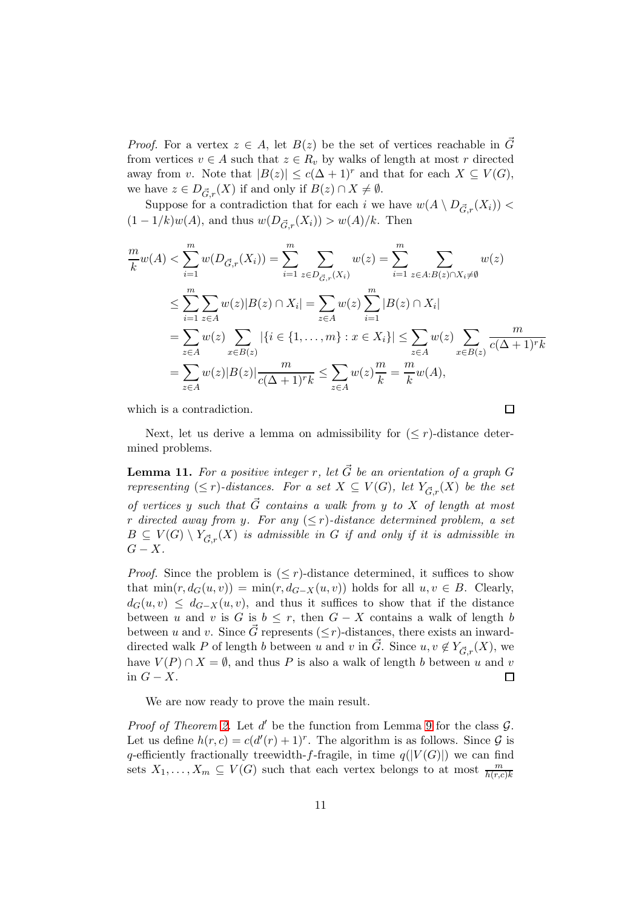*Proof.* For a vertex $z \in A$, let $B(z)$ be the set of vertices reachable in $\vec{G}$ from vertices $v \in A$ such that $z \in R_v$ by walks of length at most $r$ directed away from $v$. Note that $|B(z)| \le c(\Delta+1)^r$ and that for each $X \subseteq V(G)$, we have $z \in D_{\vec{G},r}(X)$ if and only if $B(z) \cap X \neq \emptyset$.

Suppose for a contradiction that for each $i$ we have $w(A \setminus D_{\vec{G},r}(X_i)) < (1-1/k)w(A)$, and thus $w(D_{\vec{G},r}(X_i)) > w(A)/k$. Then

$$
\begin{aligned}
\frac{m}{k}w(A) &< \sum_{i=1}^{m} w(D_{\vec{G},r}(X_i)) = \sum_{i=1}^{m} \sum_{z \in D_{\vec{G},r}(X_i)} w(z) = \sum_{i=1}^{m} \sum_{z \in A: B(z)\cap X_i \neq \emptyset} w(z) \\
&\le \sum_{i=1}^{m} \sum_{z \in A} w(z)|B(z) \cap X_i| = \sum_{z\in A} w(z) \sum_{i=1}^{m} |B(z)\cap X_i| \\
&= \sum_{z \in A} w(z) \sum_{x \in B(z)} |\{i \in \{1,\ldots,m\} : x \in X_i\}| \le \sum_{z\in A} w(z) \sum_{x \in B(z)} \frac{m}{c(\Delta+1)^r k} \\
&= \sum_{z \in A} w(z)|B(z)| \frac{m}{c(\Delta+1)^r k} \le \sum_{z\in A} w(z)\frac{m}{k} = \frac{m}{k}w(A),
\end{aligned}
$$

which is a contradiction. $\square$

Next, let us derive a lemma on admissibility for $(\le r)$-distance determined problems.

**Lemma 11.** *For a positive integer $r$, let $\vec{G}$ be an orientation of a graph $G$ representing $(\le r)$-distances. For a set $X \subseteq V(G)$, let $Y_{\vec{G},r}(X)$ be the set of vertices $y$ such that $\vec{G}$ contains a walk from $y$ to $X$ of length at most $r$ directed away from $y$. For any $(\le r)$-distance determined problem, a set $B \subseteq V(G) \setminus Y_{\vec{G},r}(X)$ is admissible in $G$ if and only if it is admissible in $G - X$.*

*Proof.* Since the problem is $(\le r)$-distance determined, it suffices to show that $\min(r, d_G(u,v)) = \min(r, d_{G-X}(u,v))$ holds for all $u, v \in B$. Clearly, $d_G(u,v) \le d_{G-X}(u,v)$, and thus it suffices to show that if the distance between $u$ and $v$ is $G$ is $b \le r$, then $G - X$ contains a walk of length $b$ between $u$ and $v$. Since $\vec{G}$ represents $(\le r)$-distances, there exists an inward-directed walk $P$ of length $b$ between $u$ and $v$ in $\vec{G}$. Since $u, v \notin Y_{\vec{G},r}(X)$, we have $V(P) \cap X = \emptyset$, and thus $P$ is also a walk of length $b$ between $u$ and $v$ in $G - X$. $\square$

We are now ready to prove the main result.

*Proof of Theorem 2.* Let $d'$ be the function from Lemma 9 for the class $\mathcal{G}$. Let us define $h(r,c) = c(d'(r)+1)^r$. The algorithm is as follows. Since $\mathcal{G}$ is $q$-efficiently fractionally treewidth-$f$-fragile, in time $q(|V(G)|)$ we can find sets $X_1, \ldots, X_m \subseteq V(G)$ such that each vertex belongs to at most $\frac{m}{h(r,c)k}$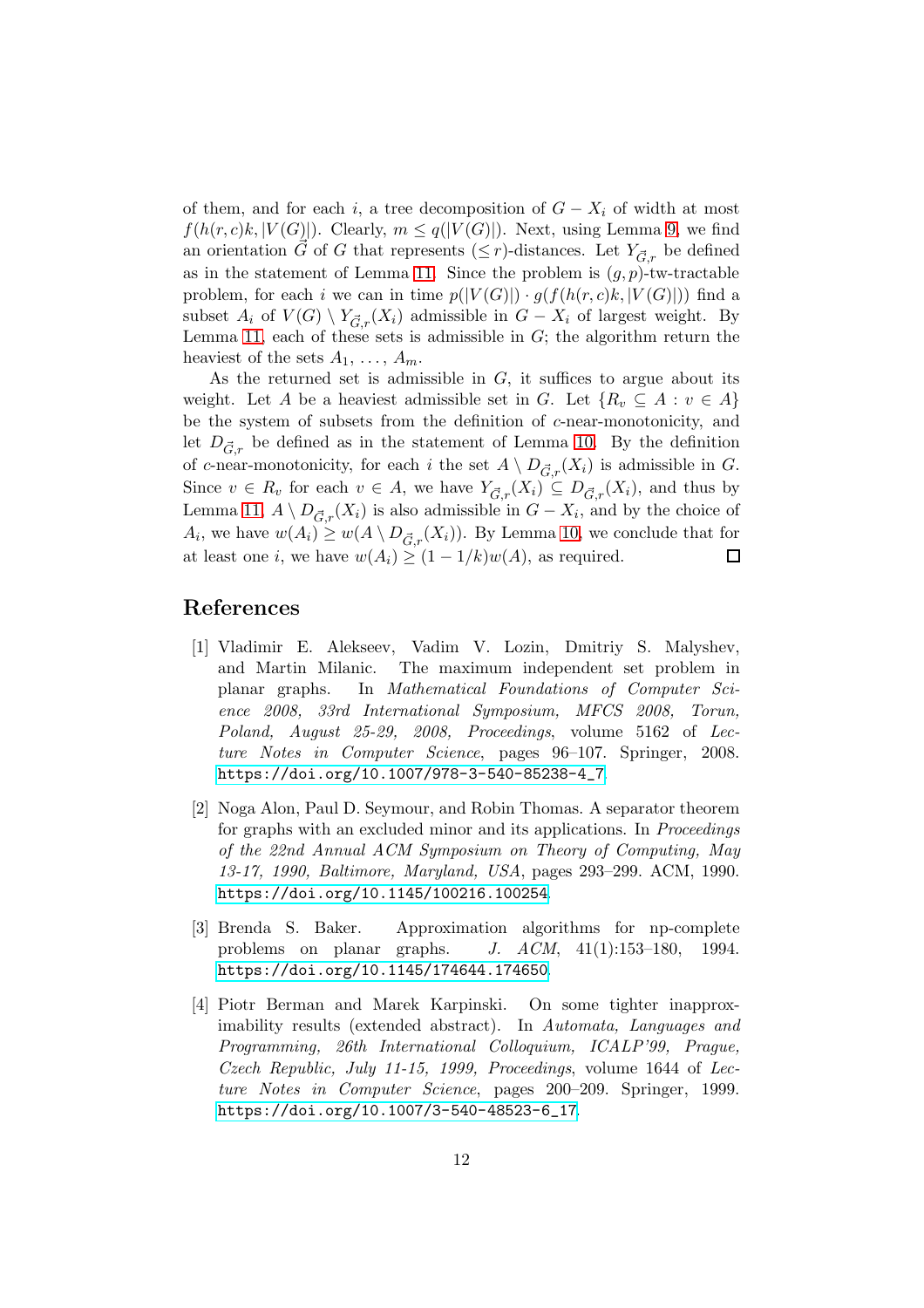of them, and for each $i$, a tree decomposition of $G - X_i$ of width at most $f(h(r,c)k, |V(G)|)$. Clearly, $m \le q(|V(G)|)$. Next, using Lemma 9, we find an orientation $\vec{G}$ of $G$ that represents $(\le r)$-distances. Let $Y_{\vec{G},r}$ be defined as in the statement of Lemma 11. Since the problem is $(g,p)$-tw-tractable problem, for each $i$ we can in time $p(|V(G)|) \cdot g(f(h(r,c)k, |V(G)|))$ find a subset $A_i$ of $V(G) \setminus Y_{\vec{G},r}(X_i)$ admissible in $G - X_i$ of largest weight. By Lemma 11, each of these sets is admissible in $G$; the algorithm return the heaviest of the sets $A_1, \ldots, A_m$.

As the returned set is admissible in $G$, it suffices to argue about its weight. Let $A$ be a heaviest admissible set in $G$. Let $\{R_v \subseteq A : v \in A\}$ be the system of subsets from the definition of $c$-near-monotonicity, and let $D_{\vec{G},r}$ be defined as in the statement of Lemma 10. By the definition of $c$-near-monotonicity, for each $i$ the set $A \setminus D_{\vec{G},r}(X_i)$ is admissible in $G$. Since $v \in R_v$ for each $v \in A$, we have $Y_{\vec{G},r}(X_i) \subseteq D_{\vec{G},r}(X_i)$, and thus by Lemma 11, $A \setminus D_{\vec{G},r}(X_i)$ is also admissible in $G - X_i$, and by the choice of $A_i$, we have $w(A_i) \ge w(A \setminus D_{\vec{G},r}(X_i))$. By Lemma 10, we conclude that for at least one $i$, we have $w(A_i) \ge (1 - 1/k)w(A)$, as required. □

## References

[1] Vladimir E. Alekseev, Vadim V. Lozin, Dmitriy S. Malyshev, and Martin Milanic. The maximum independent set problem in planar graphs. In *Mathematical Foundations of Computer Science 2008, 33rd International Symposium, MFCS 2008, Torun, Poland, August 25-29, 2008, Proceedings*, volume 5162 of *Lecture Notes in Computer Science*, pages 96–107. Springer, 2008. https://doi.org/10.1007/978-3-540-85238-4_7.

[2] Noga Alon, Paul D. Seymour, and Robin Thomas. A separator theorem for graphs with an excluded minor and its applications. In *Proceedings of the 22nd Annual ACM Symposium on Theory of Computing, May 13-17, 1990, Baltimore, Maryland, USA*, pages 293–299. ACM, 1990. https://doi.org/10.1145/100216.100254.

[3] Brenda S. Baker. Approximation algorithms for np-complete problems on planar graphs. *J. ACM*, 41(1):153–180, 1994. https://doi.org/10.1145/174644.174650.

[4] Piotr Berman and Marek Karpinski. On some tighter inapproximability results (extended abstract). In *Automata, Languages and Programming, 26th International Colloquium, ICALP'99, Prague, Czech Republic, July 11-15, 1999, Proceedings*, volume 1644 of *Lecture Notes in Computer Science*, pages 200–209. Springer, 1999. https://doi.org/10.1007/3-540-48523-6_17.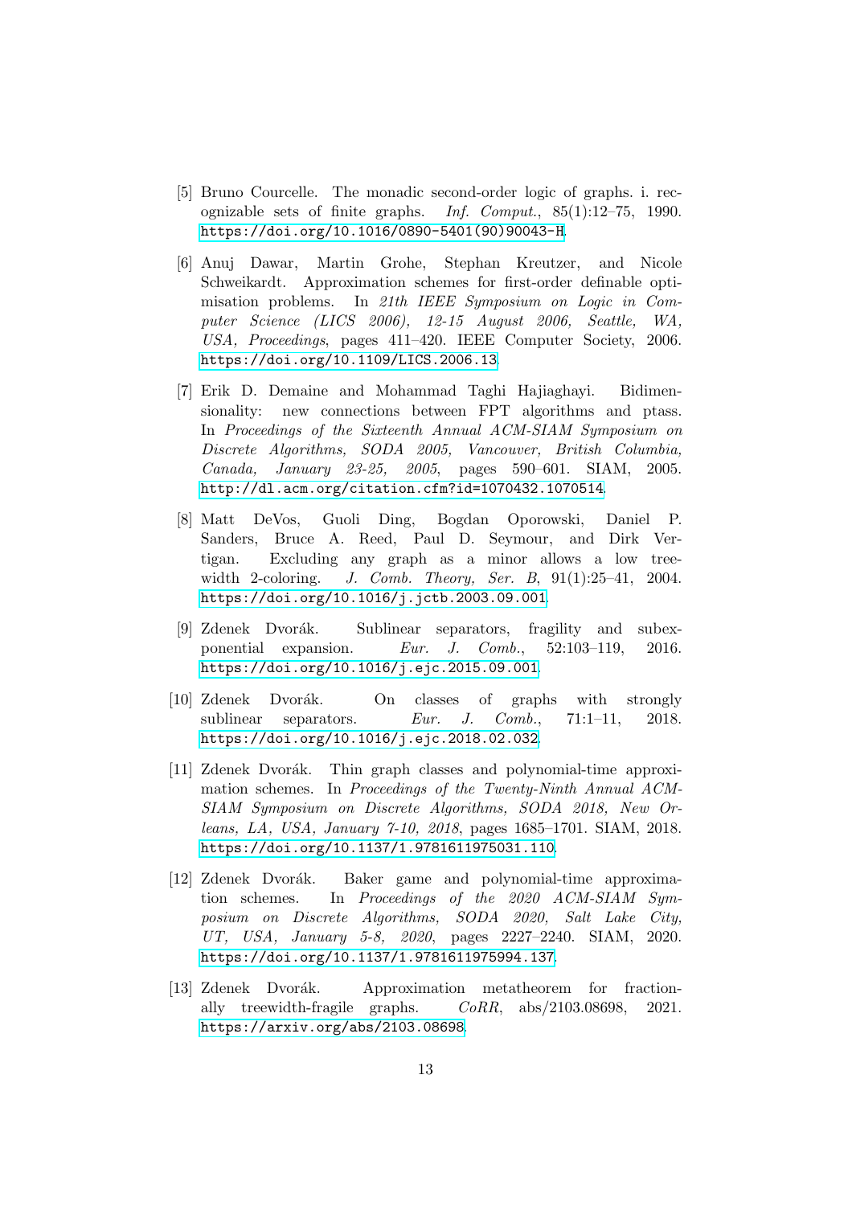[5] Bruno Courcelle. The monadic second-order logic of graphs. i. recognizable sets of finite graphs. *Inf. Comput.*, 85(1):12–75, 1990. https://doi.org/10.1016/0890-5401(90)90043-H.

[6] Anuj Dawar, Martin Grohe, Stephan Kreutzer, and Nicole Schweikardt. Approximation schemes for first-order definable optimisation problems. In *21th IEEE Symposium on Logic in Computer Science (LICS 2006), 12-15 August 2006, Seattle, WA, USA, Proceedings*, pages 411–420. IEEE Computer Society, 2006. https://doi.org/10.1109/LICS.2006.13.

[7] Erik D. Demaine and Mohammad Taghi Hajiaghayi. Bidimensionality: new connections between FPT algorithms and ptass. In *Proceedings of the Sixteenth Annual ACM-SIAM Symposium on Discrete Algorithms, SODA 2005, Vancouver, British Columbia, Canada, January 23-25, 2005*, pages 590–601. SIAM, 2005. http://dl.acm.org/citation.cfm?id=1070432.1070514.

[8] Matt DeVos, Guoli Ding, Bogdan Oporowski, Daniel P. Sanders, Bruce A. Reed, Paul D. Seymour, and Dirk Vertigan. Excluding any graph as a minor allows a low tree-width 2-coloring. *J. Comb. Theory, Ser. B*, 91(1):25–41, 2004. https://doi.org/10.1016/j.jctb.2003.09.001.

[9] Zdenek Dvorák. Sublinear separators, fragility and subexponential expansion. *Eur. J. Comb.*, 52:103–119, 2016. https://doi.org/10.1016/j.ejc.2015.09.001.

[10] Zdenek Dvorák. On classes of graphs with strongly sublinear separators. *Eur. J. Comb.*, 71:1–11, 2018. https://doi.org/10.1016/j.ejc.2018.02.032.

[11] Zdenek Dvorák. Thin graph classes and polynomial-time approximation schemes. In *Proceedings of the Twenty-Ninth Annual ACM-SIAM Symposium on Discrete Algorithms, SODA 2018, New Orleans, LA, USA, January 7-10, 2018*, pages 1685–1701. SIAM, 2018. https://doi.org/10.1137/1.9781611975031.110.

[12] Zdenek Dvorák. Baker game and polynomial-time approximation schemes. In *Proceedings of the 2020 ACM-SIAM Symposium on Discrete Algorithms, SODA 2020, Salt Lake City, UT, USA, January 5-8, 2020*, pages 2227–2240. SIAM, 2020. https://doi.org/10.1137/1.9781611975994.137.

[13] Zdenek Dvorák. Approximation metatheorem for fractionally treewidth-fragile graphs. *CoRR*, abs/2103.08698, 2021. https://arxiv.org/abs/2103.08698.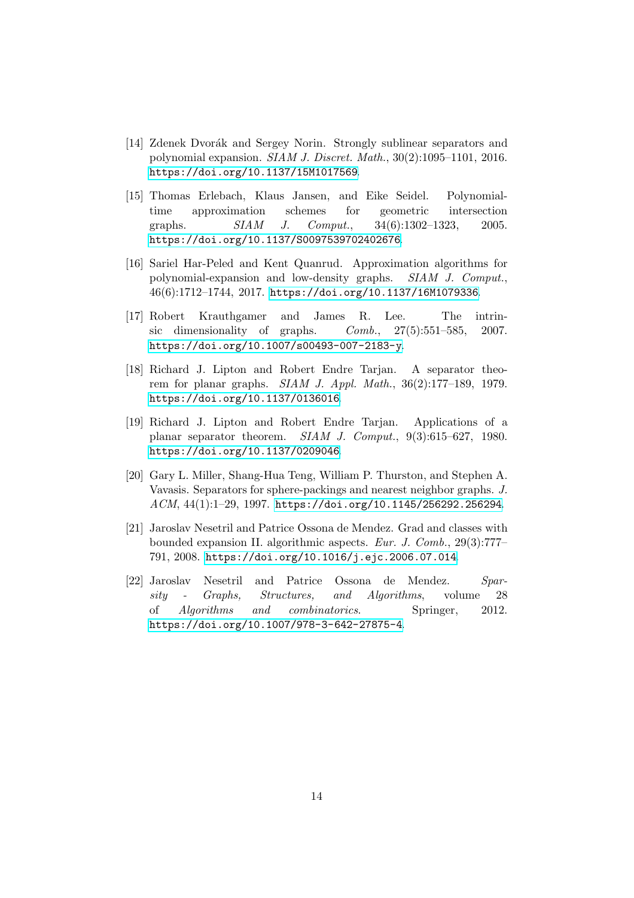[14] Zdenek Dvorák and Sergey Norin. Strongly sublinear separators and polynomial expansion. *SIAM J. Discret. Math.*, 30(2):1095–1101, 2016. https://doi.org/10.1137/15M1017569.

[15] Thomas Erlebach, Klaus Jansen, and Eike Seidel. Polynomial-time approximation schemes for geometric intersection graphs. *SIAM J. Comput.*, 34(6):1302–1323, 2005. https://doi.org/10.1137/S0097539702402676.

[16] Sariel Har-Peled and Kent Quanrud. Approximation algorithms for polynomial-expansion and low-density graphs. *SIAM J. Comput.*, 46(6):1712–1744, 2017. https://doi.org/10.1137/16M1079336.

[17] Robert Krauthgamer and James R. Lee. The intrinsic dimensionality of graphs. *Comb.*, 27(5):551–585, 2007. https://doi.org/10.1007/s00493-007-2183-y.

[18] Richard J. Lipton and Robert Endre Tarjan. A separator theorem for planar graphs. *SIAM J. Appl. Math.*, 36(2):177–189, 1979. https://doi.org/10.1137/0136016.

[19] Richard J. Lipton and Robert Endre Tarjan. Applications of a planar separator theorem. *SIAM J. Comput.*, 9(3):615–627, 1980. https://doi.org/10.1137/0209046.

[20] Gary L. Miller, Shang-Hua Teng, William P. Thurston, and Stephen A. Vavasis. Separators for sphere-packings and nearest neighbor graphs. *J. ACM*, 44(1):1–29, 1997. https://doi.org/10.1145/256292.256294.

[21] Jaroslav Nesetril and Patrice Ossona de Mendez. Grad and classes with bounded expansion II. algorithmic aspects. *Eur. J. Comb.*, 29(3):777–791, 2008. https://doi.org/10.1016/j.ejc.2006.07.014.

[22] Jaroslav Nesetril and Patrice Ossona de Mendez. *Sparsity - Graphs, Structures, and Algorithms*, volume 28 of *Algorithms and combinatorics*. Springer, 2012. https://doi.org/10.1007/978-3-642-27875-4.